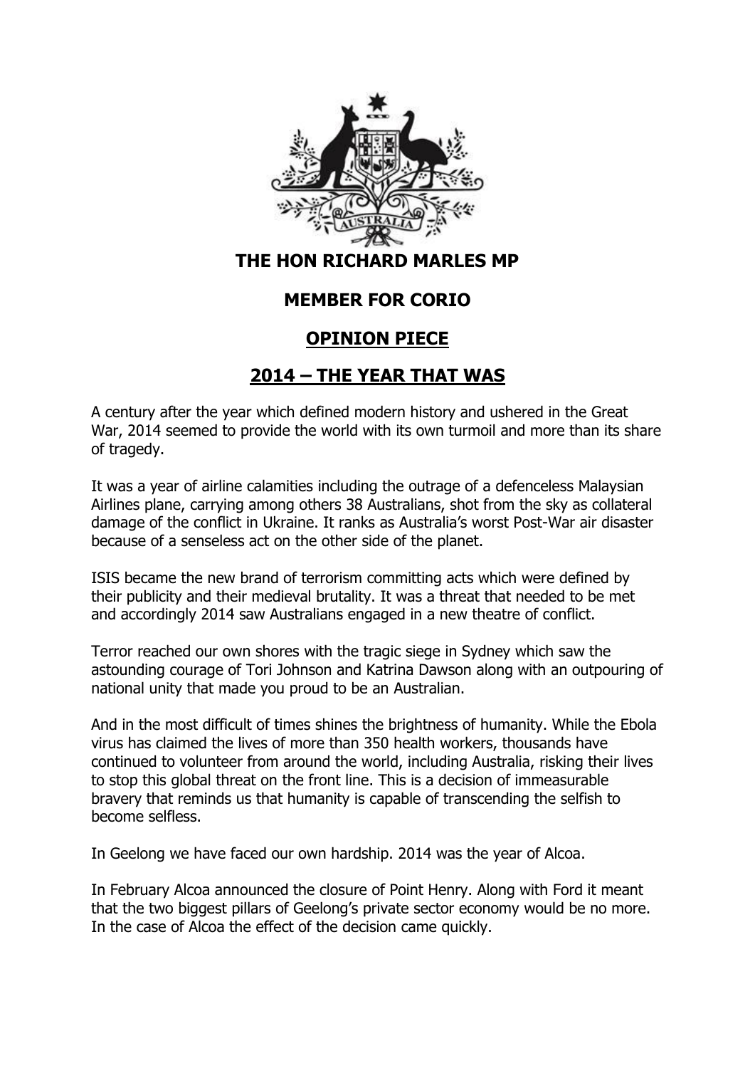# THE HON RICHARD MARLES MP

## MEMBER FOR CORIO

## OPINION PIECE

## 2014 – THE YEAR THAT WAS

A century after the year which defined modern history and ushered in the Great War, 2014 seemed to provide the world with its own turmoil and more than its share of tragedy.

It was a year of airline calamities including the outrage of a defenceless Malaysian Airlines plane, carrying among others 38 Australians, shot from the sky as collateral damage of the conflict in Ukraine. It ranks as Australia's worst Post-War air disaster because of a senseless act on the other side of the planet.

ISIS became the new brand of terrorism committing acts which were defined by their publicity and their medieval brutality. It was a threat that needed to be met and accordingly 2014 saw Australians engaged in a new theatre of conflict.

Terror reached our own shores with the tragic siege in Sydney which saw the astounding courage of Tori Johnson and Katrina Dawson along with an outpouring of national unity that made you proud to be an Australian.

And in the most difficult of times shines the brightness of humanity. While the Ebola virus has claimed the lives of more than 350 health workers, thousands have continued to volunteer from around the world, including Australia, risking their lives to stop this global threat on the front line. This is a decision of immeasurable bravery that reminds us that humanity is capable of transcending the selfish to become selfless.

In Geelong we have faced our own hardship. 2014 was the year of Alcoa.

In February Alcoa announced the closure of Point Henry. Along with Ford it meant that the two biggest pillars of Geelong's private sector economy would be no more. In the case of Alcoa the effect of the decision came quickly.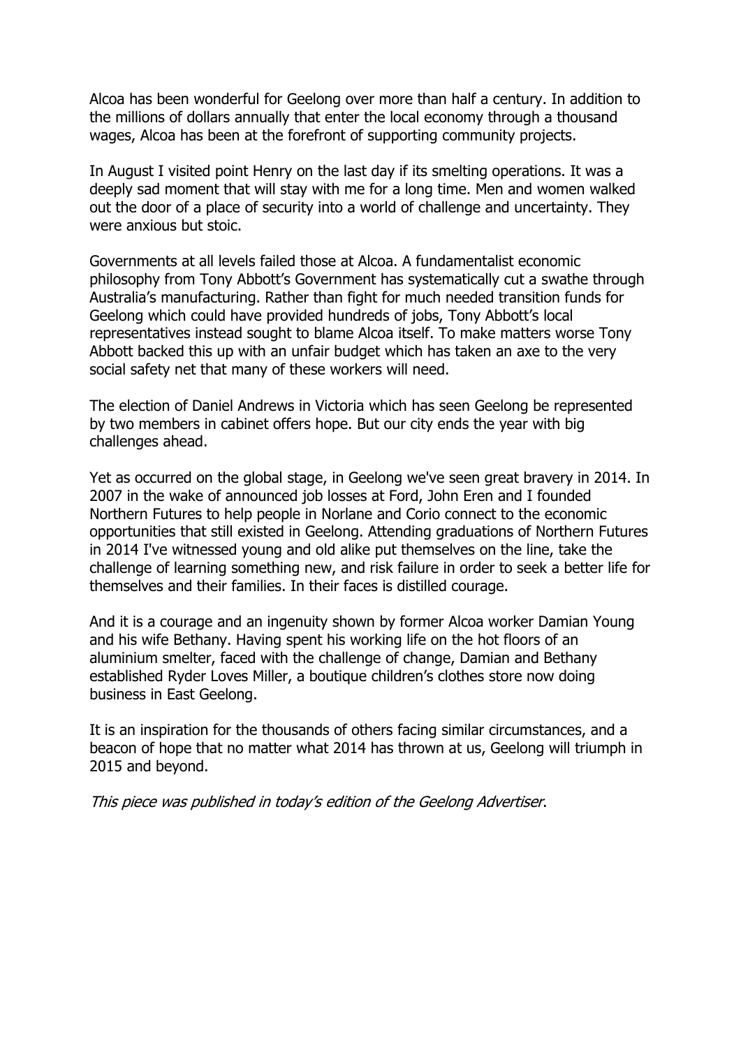Alcoa has been wonderful for Geelong over more than half a century. In addition to the millions of dollars annually that enter the local economy through a thousand wages, Alcoa has been at the forefront of supporting community projects.

In August I visited point Henry on the last day if its smelting operations. It was a deeply sad moment that will stay with me for a long time. Men and women walked out the door of a place of security into a world of challenge and uncertainty. They were anxious but stoic.

Governments at all levels failed those at Alcoa. A fundamentalist economic philosophy from Tony Abbott's Government has systematically cut a swathe through Australia's manufacturing. Rather than fight for much needed transition funds for Geelong which could have provided hundreds of jobs, Tony Abbott's local representatives instead sought to blame Alcoa itself. To make matters worse Tony Abbott backed this up with an unfair budget which has taken an axe to the very social safety net that many of these workers will need.

The election of Daniel Andrews in Victoria which has seen Geelong be represented by two members in cabinet offers hope. But our city ends the year with big challenges ahead.

Yet as occurred on the global stage, in Geelong we've seen great bravery in 2014. In 2007 in the wake of announced job losses at Ford, John Eren and I founded Northern Futures to help people in Norlane and Corio connect to the economic opportunities that still existed in Geelong. Attending graduations of Northern Futures in 2014 I've witnessed young and old alike put themselves on the line, take the challenge of learning something new, and risk failure in order to seek a better life for themselves and their families. In their faces is distilled courage.

And it is a courage and an ingenuity shown by former Alcoa worker Damian Young and his wife Bethany. Having spent his working life on the hot floors of an aluminium smelter, faced with the challenge of change, Damian and Bethany established Ryder Loves Miller, a boutique children's clothes store now doing business in East Geelong.

It is an inspiration for the thousands of others facing similar circumstances, and a beacon of hope that no matter what 2014 has thrown at us, Geelong will triumph in 2015 and beyond.

*This piece was published in today's edition of the Geelong Advertiser*.